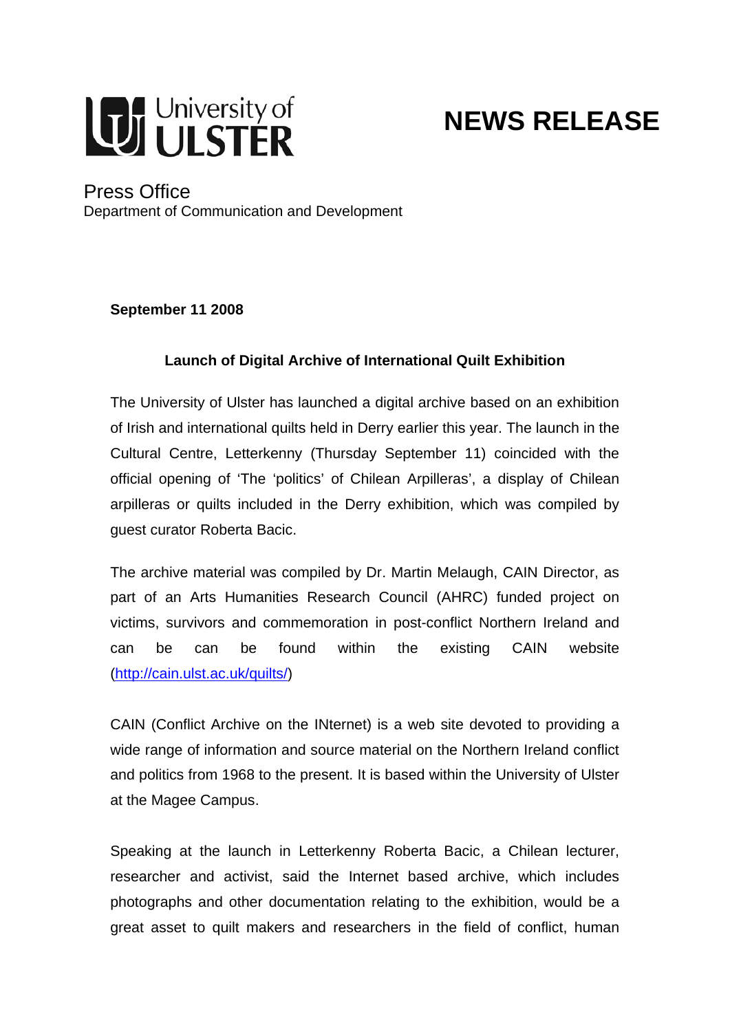University of ULSTER

# NEWS RELEASE

Press Office
Department of Communication and Development

**September 11 2008**

## Launch of Digital Archive of International Quilt Exhibition

The University of Ulster has launched a digital archive based on an exhibition of Irish and international quilts held in Derry earlier this year. The launch in the Cultural Centre, Letterkenny (Thursday September 11) coincided with the official opening of 'The 'politics' of Chilean Arpilleras', a display of Chilean arpilleras or quilts included in the Derry exhibition, which was compiled by guest curator Roberta Bacic.

The archive material was compiled by Dr. Martin Melaugh, CAIN Director, as part of an Arts Humanities Research Council (AHRC) funded project on victims, survivors and commemoration in post-conflict Northern Ireland and can be can be found within the existing CAIN website (http://cain.ulst.ac.uk/quilts/)

CAIN (Conflict Archive on the INternet) is a web site devoted to providing a wide range of information and source material on the Northern Ireland conflict and politics from 1968 to the present. It is based within the University of Ulster at the Magee Campus.

Speaking at the launch in Letterkenny Roberta Bacic, a Chilean lecturer, researcher and activist, said the Internet based archive, which includes photographs and other documentation relating to the exhibition, would be a great asset to quilt makers and researchers in the field of conflict, human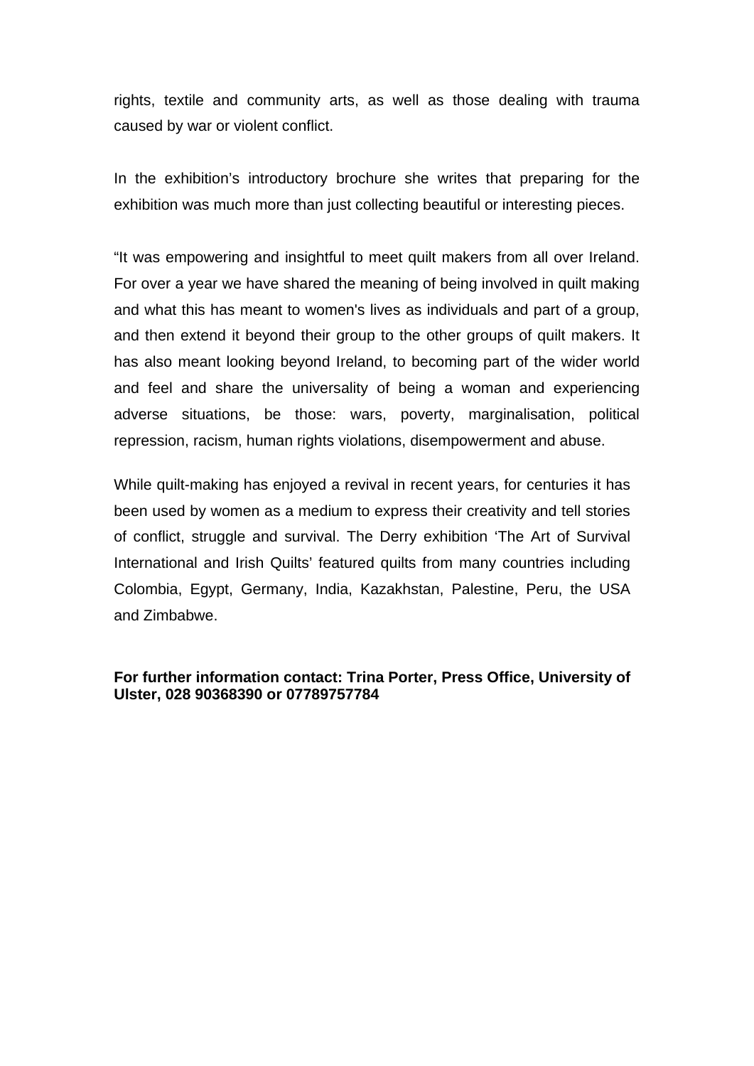rights, textile and community arts, as well as those dealing with trauma caused by war or violent conflict.

In the exhibition's introductory brochure she writes that preparing for the exhibition was much more than just collecting beautiful or interesting pieces.

"It was empowering and insightful to meet quilt makers from all over Ireland. For over a year we have shared the meaning of being involved in quilt making and what this has meant to women's lives as individuals and part of a group, and then extend it beyond their group to the other groups of quilt makers. It has also meant looking beyond Ireland, to becoming part of the wider world and feel and share the universality of being a woman and experiencing adverse situations, be those: wars, poverty, marginalisation, political repression, racism, human rights violations, disempowerment and abuse.

While quilt-making has enjoyed a revival in recent years, for centuries it has been used by women as a medium to express their creativity and tell stories of conflict, struggle and survival. The Derry exhibition 'The Art of Survival International and Irish Quilts' featured quilts from many countries including Colombia, Egypt, Germany, India, Kazakhstan, Palestine, Peru, the USA and Zimbabwe.

**For further information contact: Trina Porter, Press Office, University of Ulster, 028 90368390 or 07789757784**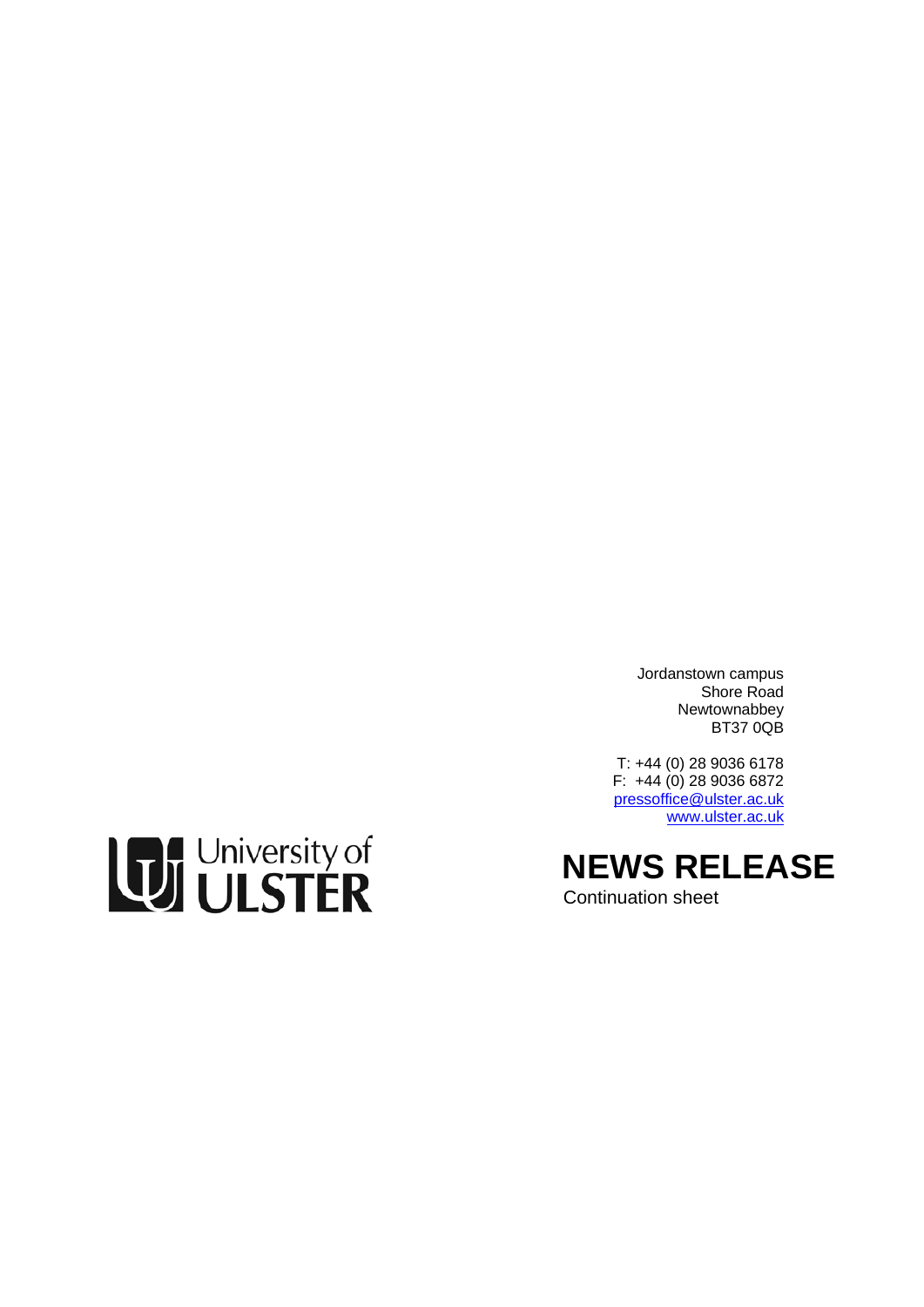Jordanstown campus
Shore Road
Newtownabbey
BT37 0QB

T: +44 (0) 28 9036 6178
F: +44 (0) 28 9036 6872
pressoffice@ulster.ac.uk
www.ulster.ac.uk

University of ULSTER

# NEWS RELEASE

Continuation sheet